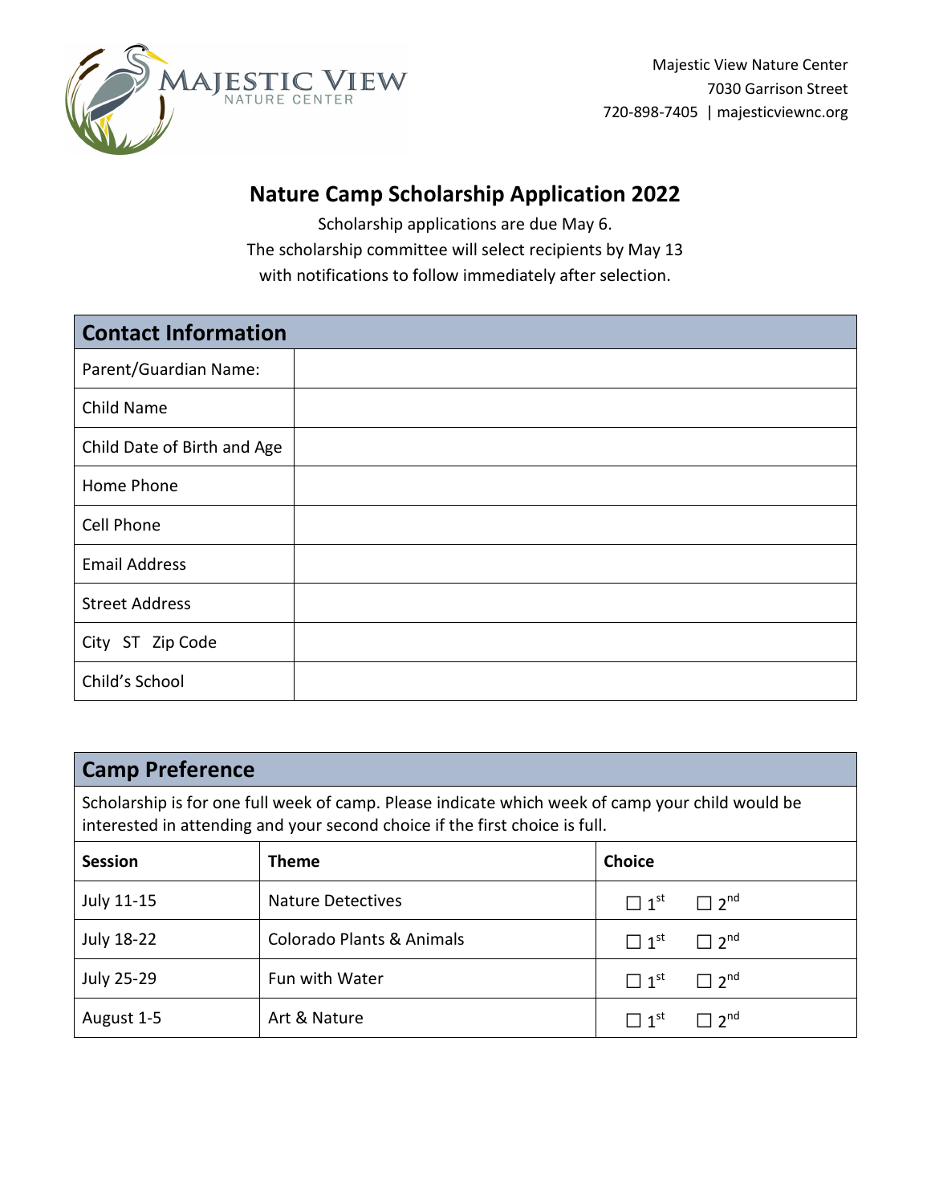Majestic View Nature Center
7030 Garrison Street
720-898-7405 | majesticviewnc.org

# Nature Camp Scholarship Application 2022

Scholarship applications are due May 6.
The scholarship committee will select recipients by May 13
with notifications to follow immediately after selection.

| Contact Information | |
|---|---|
| Parent/Guardian Name: | |
| Child Name | |
| Child Date of Birth and Age | |
| Home Phone | |
| Cell Phone | |
| Email Address | |
| Street Address | |
| City ST Zip Code | |
| Child's School | |

## Camp Preference

Scholarship is for one full week of camp. Please indicate which week of camp your child would be interested in attending and your second choice if the first choice is full.

| Session | Theme | Choice |
|---|---|---|
| July 11-15 | Nature Detectives | ☐ 1st ☐ 2nd |
| July 18-22 | Colorado Plants & Animals | ☐ 1st ☐ 2nd |
| July 25-29 | Fun with Water | ☐ 1st ☐ 2nd |
| August 1-5 | Art & Nature | ☐ 1st ☐ 2nd |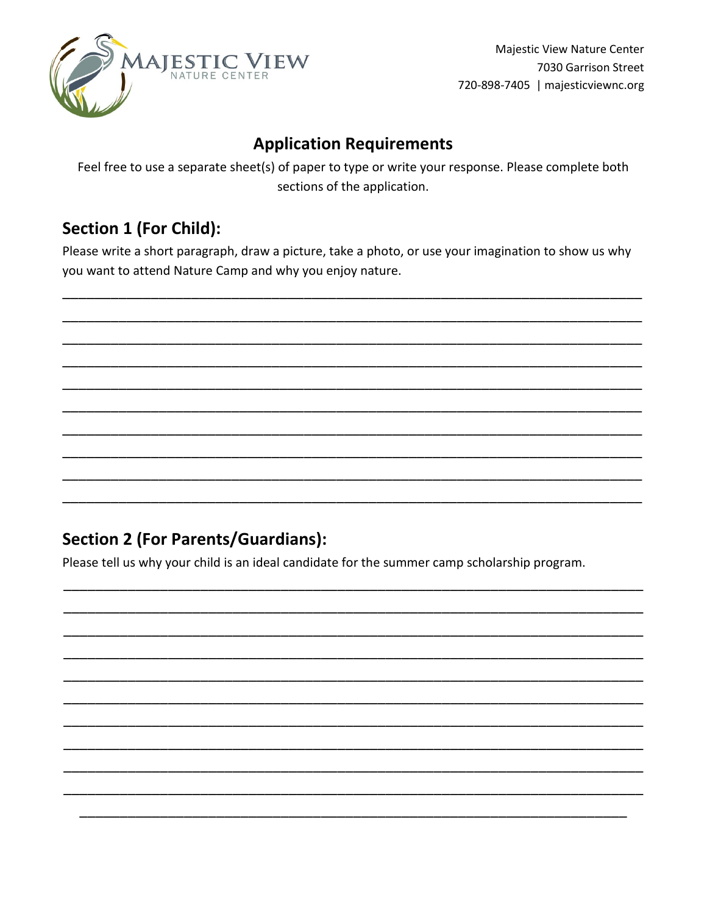Majestic View Nature Center
7030 Garrison Street
720-898-7405 | majesticviewnc.org

## Application Requirements

Feel free to use a separate sheet(s) of paper to type or write your response. Please complete both sections of the application.

### Section 1 (For Child):

Please write a short paragraph, draw a picture, take a photo, or use your imagination to show us why you want to attend Nature Camp and why you enjoy nature.

______________________________________________________________________________

______________________________________________________________________________

______________________________________________________________________________

______________________________________________________________________________

______________________________________________________________________________

______________________________________________________________________________

______________________________________________________________________________

______________________________________________________________________________

______________________________________________________________________________

______________________________________________________________________________

### Section 2 (For Parents/Guardians):

Please tell us why your child is an ideal candidate for the summer camp scholarship program.

______________________________________________________________________________

______________________________________________________________________________

______________________________________________________________________________

______________________________________________________________________________

______________________________________________________________________________

______________________________________________________________________________

______________________________________________________________________________

______________________________________________________________________________

______________________________________________________________________________

______________________________________________________________________________

______________________________________________________________________________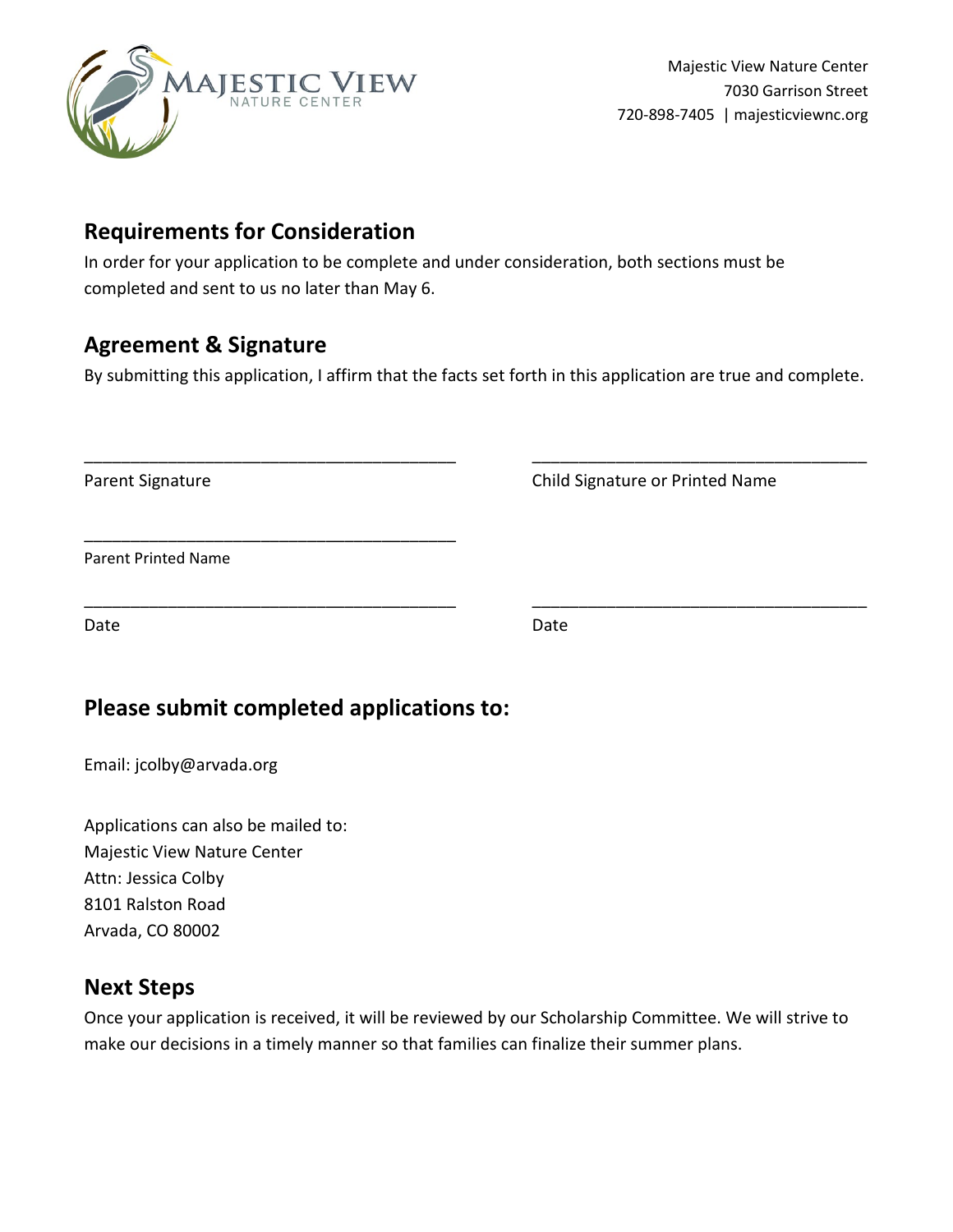Majestic View Nature Center
7030 Garrison Street
720-898-7405 | majesticviewnc.org

## Requirements for Consideration

In order for your application to be complete and under consideration, both sections must be completed and sent to us no later than May 6.

## Agreement & Signature

By submitting this application, I affirm that the facts set forth in this application are true and complete.

______________________________________ ______________________________________
Parent Signature Child Signature or Printed Name

______________________________________
Parent Printed Name

______________________________________ ______________________________________
Date Date

## Please submit completed applications to:

Email: jcolby@arvada.org

Applications can also be mailed to:
Majestic View Nature Center
Attn: Jessica Colby
8101 Ralston Road
Arvada, CO 80002

## Next Steps

Once your application is received, it will be reviewed by our Scholarship Committee. We will strive to make our decisions in a timely manner so that families can finalize their summer plans.